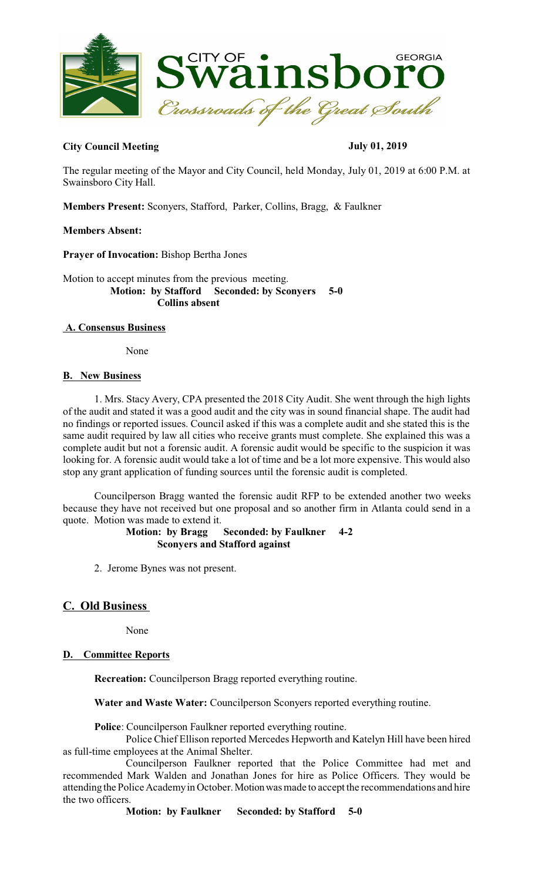**City Council Meeting** **July 01, 2019**

The regular meeting of the Mayor and City Council, held Monday, July 01, 2019 at 6:00 P.M. at Swainsboro City Hall.

**Members Present:** Sconyers, Stafford, Parker, Collins, Bragg, & Faulkner

**Members Absent:**

**Prayer of Invocation:** Bishop Bertha Jones

Motion to accept minutes from the previous meeting.
**Motion: by Stafford Seconded: by Sconyers 5-0**
**Collins absent**

## A. Consensus Business

None

## B. New Business

1. Mrs. Stacy Avery, CPA presented the 2018 City Audit. She went through the high lights of the audit and stated it was a good audit and the city was in sound financial shape. The audit had no findings or reported issues. Council asked if this was a complete audit and she stated this is the same audit required by law all cities who receive grants must complete. She explained this was a complete audit but not a forensic audit. A forensic audit would be specific to the suspicion it was looking for. A forensic audit would take a lot of time and be a lot more expensive. This would also stop any grant application of funding sources until the forensic audit is completed.

Councilperson Bragg wanted the forensic audit RFP to be extended another two weeks because they have not received but one proposal and so another firm in Atlanta could send in a quote. Motion was made to extend it.

**Motion: by Bragg Seconded: by Faulkner 4-2**
**Sconyers and Stafford against**

2. Jerome Bynes was not present.

## C. Old Business

None

## D. Committee Reports

**Recreation:** Councilperson Bragg reported everything routine.

**Water and Waste Water:** Councilperson Sconyers reported everything routine.

**Police**: Councilperson Faulkner reported everything routine.

Police Chief Ellison reported Mercedes Hepworth and Katelyn Hill have been hired as full-time employees at the Animal Shelter.

Councilperson Faulkner reported that the Police Committee had met and recommended Mark Walden and Jonathan Jones for hire as Police Officers. They would be attending the Police Academy in October. Motion was made to accept the recommendations and hire the two officers.

**Motion: by Faulkner Seconded: by Stafford 5-0**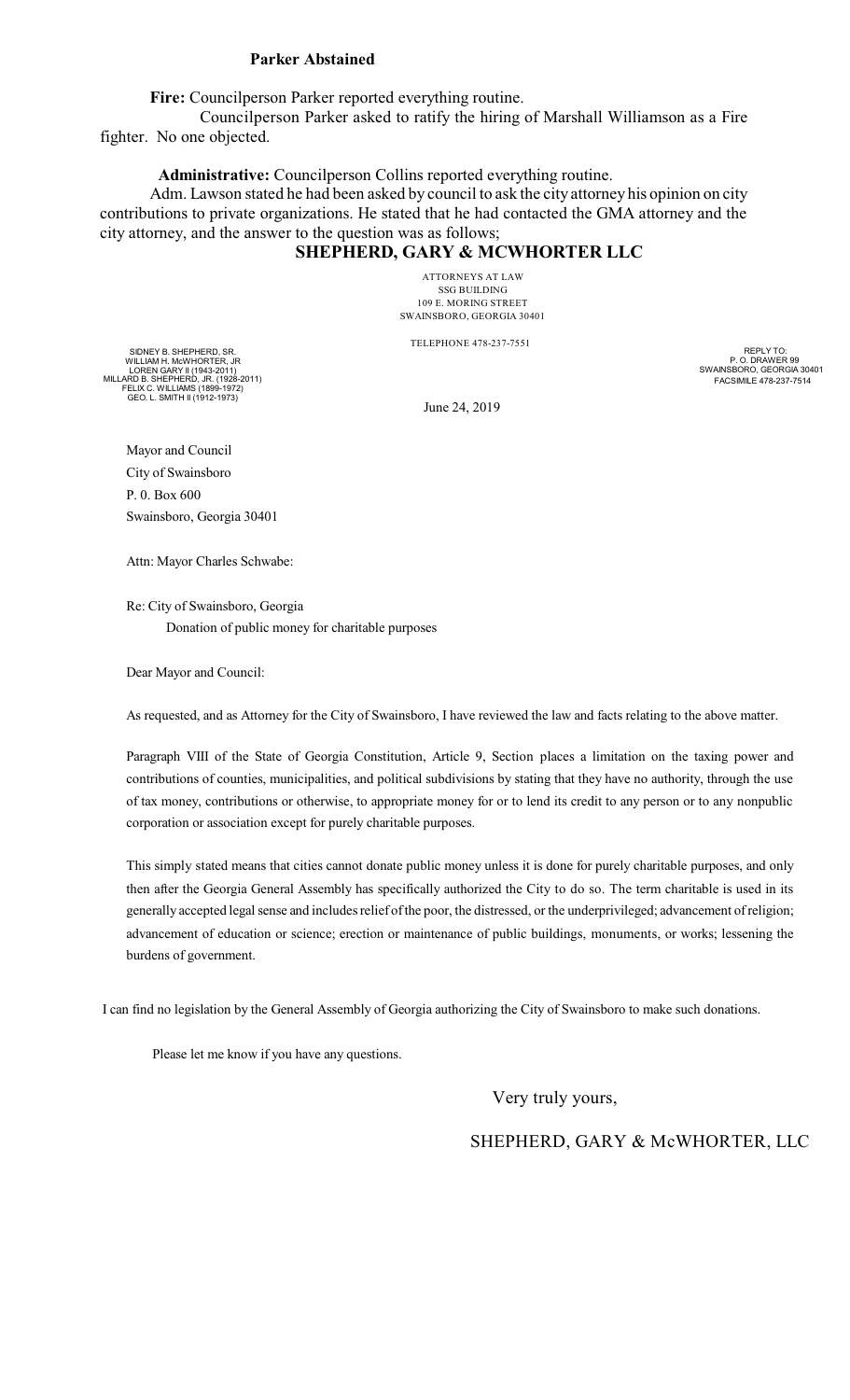**Parker Abstained**

**Fire:** Councilperson Parker reported everything routine.

Councilperson Parker asked to ratify the hiring of Marshall Williamson as a Fire fighter. No one objected.

**Administrative:** Councilperson Collins reported everything routine.

Adm. Lawson stated he had been asked by council to ask the city attorney his opinion on city contributions to private organizations. He stated that he had contacted the GMA attorney and the city attorney, and the answer to the question was as follows;

## SHEPHERD, GARY & MCWHORTER LLC

ATTORNEYS AT LAW
SSG BUILDING
109 E. MORING STREET
SWAINSBORO, GEORGIA 30401

TELEPHONE 478-237-7551

SIDNEY B. SHEPHERD, SR.
WILLIAM H. McWHORTER, JR
LOREN GARY II (1943-2011)
MILLARD B. SHEPHERD, JR. (1928-2011)
FELIX C. WILLIAMS (1899-1972)
GEO. L. SMITH II (1912-1973)

REPLY TO:
P. O. DRAWER 99
SWAINSBORO, GEORGIA 30401
FACSIMILE 478-237-7514

June 24, 2019

Mayor and Council
City of Swainsboro
P. 0. Box 600
Swainsboro, Georgia 30401

Attn: Mayor Charles Schwabe:

Re: City of Swainsboro, Georgia
Donation of public money for charitable purposes

Dear Mayor and Council:

As requested, and as Attorney for the City of Swainsboro, I have reviewed the law and facts relating to the above matter.

Paragraph VIII of the State of Georgia Constitution, Article 9, Section places a limitation on the taxing power and contributions of counties, municipalities, and political subdivisions by stating that they have no authority, through the use of tax money, contributions or otherwise, to appropriate money for or to lend its credit to any person or to any nonpublic corporation or association except for purely charitable purposes.

This simply stated means that cities cannot donate public money unless it is done for purely charitable purposes, and only then after the Georgia General Assembly has specifically authorized the City to do so. The term charitable is used in its generally accepted legal sense and includes relief of the poor, the distressed, or the underprivileged; advancement of religion; advancement of education or science; erection or maintenance of public buildings, monuments, or works; lessening the burdens of government.

I can find no legislation by the General Assembly of Georgia authorizing the City of Swainsboro to make such donations.

Please let me know if you have any questions.

Very truly yours,

SHEPHERD, GARY & McWHORTER, LLC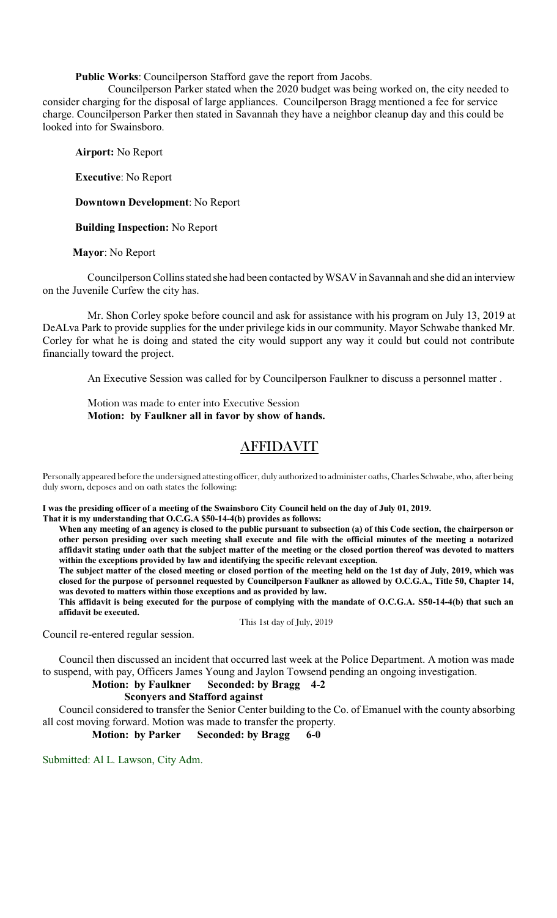**Public Works**: Councilperson Stafford gave the report from Jacobs.

Councilperson Parker stated when the 2020 budget was being worked on, the city needed to consider charging for the disposal of large appliances. Councilperson Bragg mentioned a fee for service charge. Councilperson Parker then stated in Savannah they have a neighbor cleanup day and this could be looked into for Swainsboro.

**Airport:** No Report

**Executive**: No Report

**Downtown Development**: No Report

**Building Inspection:** No Report

**Mayor**: No Report

Councilperson Collins stated she had been contacted by WSAV in Savannah and she did an interview on the Juvenile Curfew the city has.

Mr. Shon Corley spoke before council and ask for assistance with his program on July 13, 2019 at DeALva Park to provide supplies for the under privilege kids in our community. Mayor Schwabe thanked Mr. Corley for what he is doing and stated the city would support any way it could but could not contribute financially toward the project.

An Executive Session was called for by Councilperson Faulkner to discuss a personnel matter .

Motion was made to enter into Executive Session
**Motion: by Faulkner all in favor by show of hands.**

## AFFIDAVIT

Personally appeared before the undersigned attesting officer, duly authorized to administer oaths, Charles Schwabe, who, after being duly sworn, deposes and on oath states the following:

**I was the presiding officer of a meeting of the Swainsboro City Council held on the day of July 01, 2019.**
**That it is my understanding that O.C.G.A $50-14-4(b) provides as follows:**

**When any meeting of an agency is closed to the public pursuant to subsection (a) of this Code section, the chairperson or other person presiding over such meeting shall execute and file with the official minutes of the meeting a notarized affidavit stating under oath that the subject matter of the meeting or the closed portion thereof was devoted to matters within the exceptions provided by law and identifying the specific relevant exception.**

**The subject matter of the closed meeting or closed portion of the meeting held on the 1st day of July, 2019, which was closed for the purpose of personnel requested by Councilperson Faulkner as allowed by O.C.G.A., Title 50, Chapter 14, was devoted to matters within those exceptions and as provided by law.**

**This affidavit is being executed for the purpose of complying with the mandate of O.C.G.A. S50-14-4(b) that such an affidavit be executed.**

This 1st day of July, 2019

Council re-entered regular session.

Council then discussed an incident that occurred last week at the Police Department. A motion was made to suspend, with pay, Officers James Young and Jaylon Towsend pending an ongoing investigation.

**Motion: by Faulkner Seconded: by Bragg 4-2**
**Sconyers and Stafford against**

Council considered to transfer the Senior Center building to the Co. of Emanuel with the county absorbing all cost moving forward. Motion was made to transfer the property.

**Motion: by Parker Seconded: by Bragg 6-0**

Submitted: Al L. Lawson, City Adm.